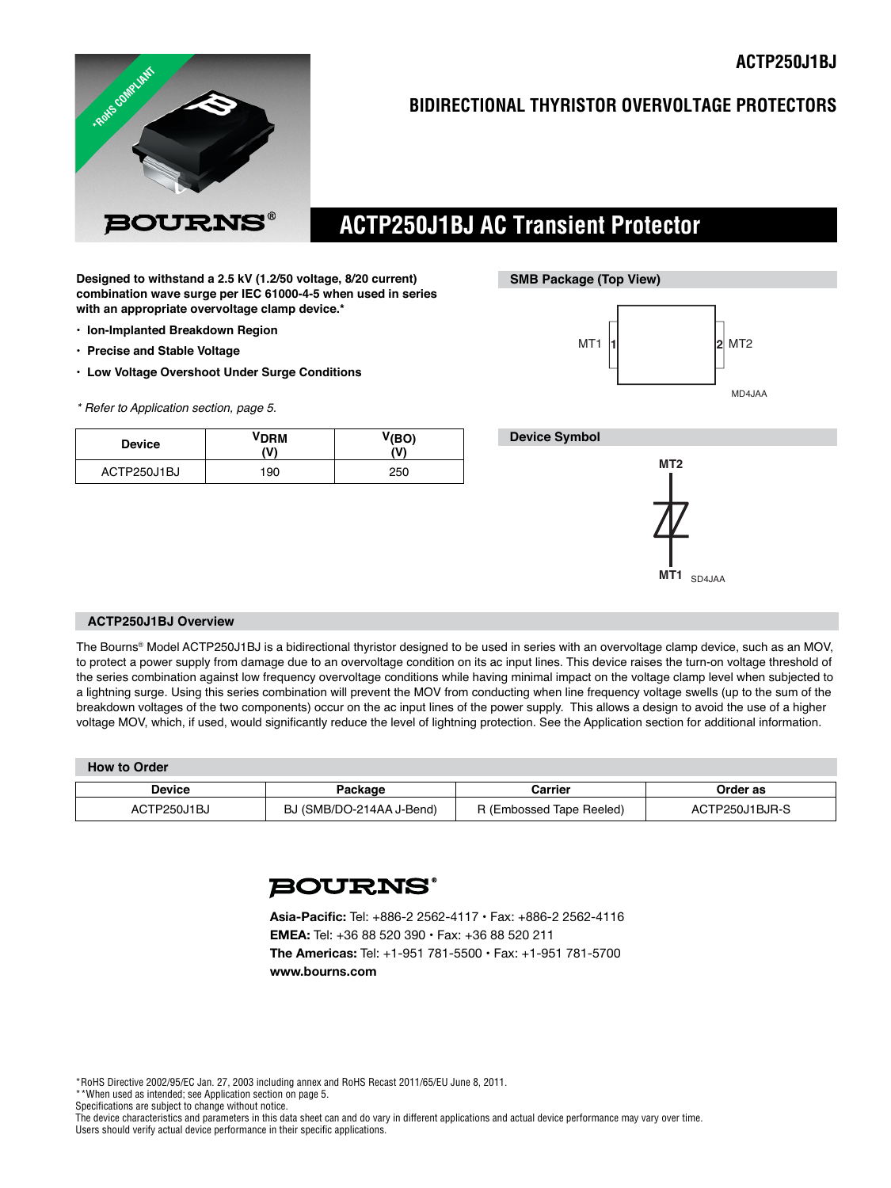# ACTP250J1BJ

## BIDIRECTIONAL THYRISTOR OVERVOLTAGE PROTECTORS

*RoHS COMPLIANT

BOURNS®

# ACTP250J1BJ AC Transient Protector

**Designed to withstand a 2.5 kV (1.2/50 voltage, 8/20 current) combination wave surge per IEC 61000-4-5 when used in series with an appropriate overvoltage clamp device.***

- **Ion-Implanted Breakdown Region**
- **Precise and Stable Voltage**
- **Low Voltage Overshoot Under Surge Conditions**

*\* Refer to Application section, page 5.*

| Device | $V_{DRM}$ (V) | $V_{(BO)}$ (V) |
|---|---|---|
| ACTP250J1BJ | 190 | 250 |

### SMB Package (Top View)

MT1 1 — 2 MT2

MD4JAA

### Device Symbol

MT2

MT1 SD4JAA

### ACTP250J1BJ Overview

The Bourns® Model ACTP250J1BJ is a bidirectional thyristor designed to be used in series with an overvoltage clamp device, such as an MOV, to protect a power supply from damage due to an overvoltage condition on its ac input lines. This device raises the turn-on voltage threshold of the series combination against low frequency overvoltage conditions while having minimal impact on the voltage clamp level when subjected to a lightning surge. Using this series combination will prevent the MOV from conducting when line frequency voltage swells (up to the sum of the breakdown voltages of the two components) occur on the ac input lines of the power supply. This allows a design to avoid the use of a higher voltage MOV, which, if used, would significantly reduce the level of lightning protection. See the Application section for additional information.

### How to Order

| Device | Package | Carrier | Order as |
|---|---|---|---|
| ACTP250J1BJ | BJ (SMB/DO-214AA J-Bend) | R (Embossed Tape Reeled) | ACTP250J1BJR-S |

BOURNS®

**Asia-Pacific:** Tel: +886-2 2562-4117 • Fax: +886-2 2562-4116
**EMEA:** Tel: +36 88 520 390 • Fax: +36 88 520 211
**The Americas:** Tel: +1-951 781-5500 • Fax: +1-951 781-5700
**www.bourns.com**

*RoHS Directive 2002/95/EC Jan. 27, 2003 including annex and RoHS Recast 2011/65/EU June 8, 2011.
**When used as intended; see Application section on page 5.
Specifications are subject to change without notice.
The device characteristics and parameters in this data sheet can and do vary in different applications and actual device performance may vary over time.
Users should verify actual device performance in their specific applications.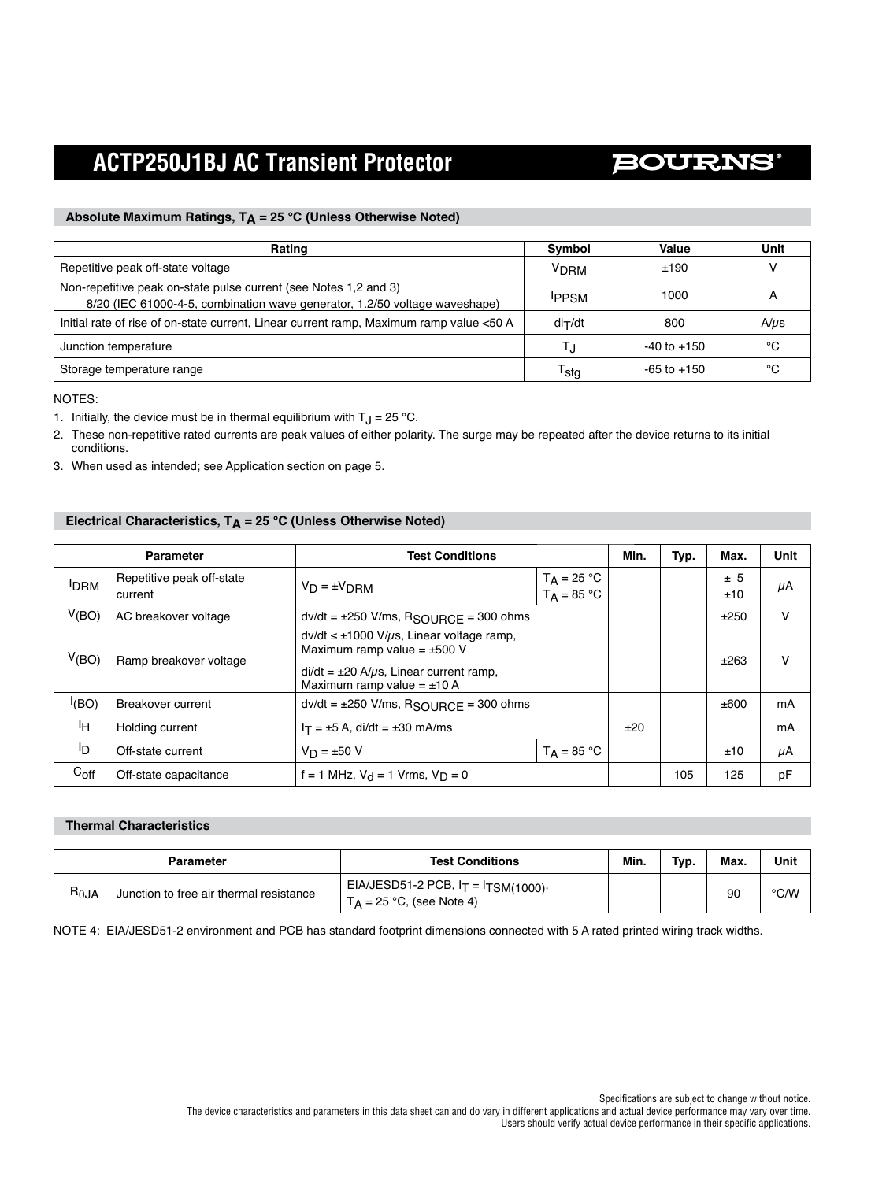## Absolute Maximum Ratings, $T_A$ = 25 °C (Unless Otherwise Noted)

| Rating | Symbol | Value | Unit |
|---|---|---|---|
| Repetitive peak off-state voltage | $V_{DRM}$ | ±190 | V |
| Non-repetitive peak on-state pulse current (see Notes 1,2 and 3)<br>8/20 (IEC 61000-4-5, combination wave generator, 1.2/50 voltage waveshape) | $I_{PPSM}$ | 1000 | A |
| Initial rate of rise of on-state current, Linear current ramp, Maximum ramp value <50 A | $di_T/dt$ | 800 | A/µs |
| Junction temperature | $T_J$ | -40 to +150 | °C |
| Storage temperature range | $T_{stg}$ | -65 to +150 | °C |

NOTES:

1. Initially, the device must be in thermal equilibrium with $T_J$ = 25 °C.
2. These non-repetitive rated currents are peak values of either polarity. The surge may be repeated after the device returns to its initial conditions.
3. When used as intended; see Application section on page 5.

## Electrical Characteristics, $T_A$ = 25 °C (Unless Otherwise Noted)

| | Parameter | Test Conditions | | Min. | Typ. | Max. | Unit |
|---|---|---|---|---|---|---|---|
| $I_{DRM}$ | Repetitive peak off-state current | $V_D = \pm V_{DRM}$ | $T_A$ = 25 °C<br>$T_A$ = 85 °C | | | ± 5<br>±10 | µA |
| $V_{(BO)}$ | AC breakover voltage | dv/dt = ±250 V/ms, $R_{SOURCE}$ = 300 ohms | | | | ±250 | V |
| $V_{(BO)}$ | Ramp breakover voltage | dv/dt ≤ ±1000 V/µs, Linear voltage ramp, Maximum ramp value = ±500 V<br>di/dt = ±20 A/µs, Linear current ramp, Maximum ramp value = ±10 A | | | | ±263 | V |
| $I_{(BO)}$ | Breakover current | dv/dt = ±250 V/ms, $R_{SOURCE}$ = 300 ohms | | | | ±600 | mA |
| $I_H$ | Holding current | $I_T$ = ±5 A, di/dt = ±30 mA/ms | | ±20 | | | mA |
| $I_D$ | Off-state current | $V_D$ = ±50 V | $T_A$ = 85 °C | | | ±10 | µA |
| $C_{off}$ | Off-state capacitance | f = 1 MHz, $V_d$ = 1 Vrms, $V_D$ = 0 | | | 105 | 125 | pF |

## Thermal Characteristics

| | Parameter | Test Conditions | Min. | Typ. | Max. | Unit |
|---|---|---|---|---|---|---|
| $R_{\theta JA}$ | Junction to free air thermal resistance | EIA/JESD51-2 PCB, $I_T = I_{TSM(1000)}$,<br>$T_A$ = 25 °C, (see Note 4) | | | 90 | °C/W |

NOTE 4: EIA/JESD51-2 environment and PCB has standard footprint dimensions connected with 5 A rated printed wiring track widths.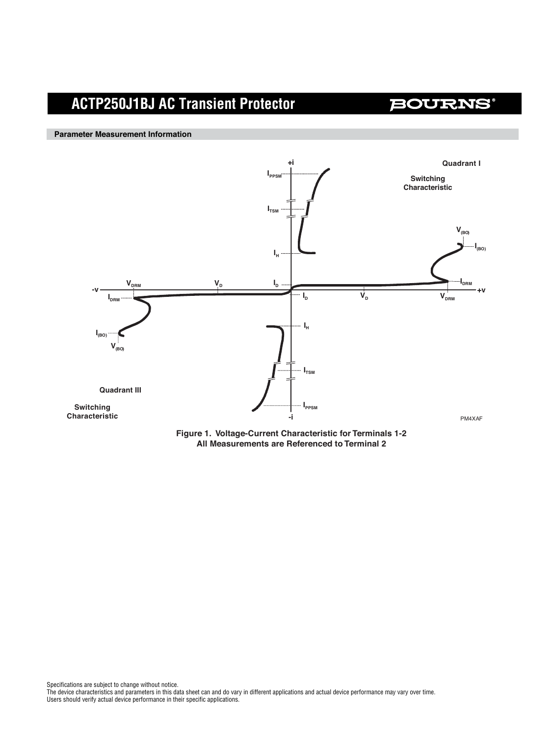## Parameter Measurement Information

**Figure 1. Voltage-Current Characteristic for Terminals 1-2**
**All Measurements are Referenced to Terminal 2**

Specifications are subject to change without notice.
The device characteristics and parameters in this data sheet can and do vary in different applications and actual device performance may vary over time.
Users should verify actual device performance in their specific applications.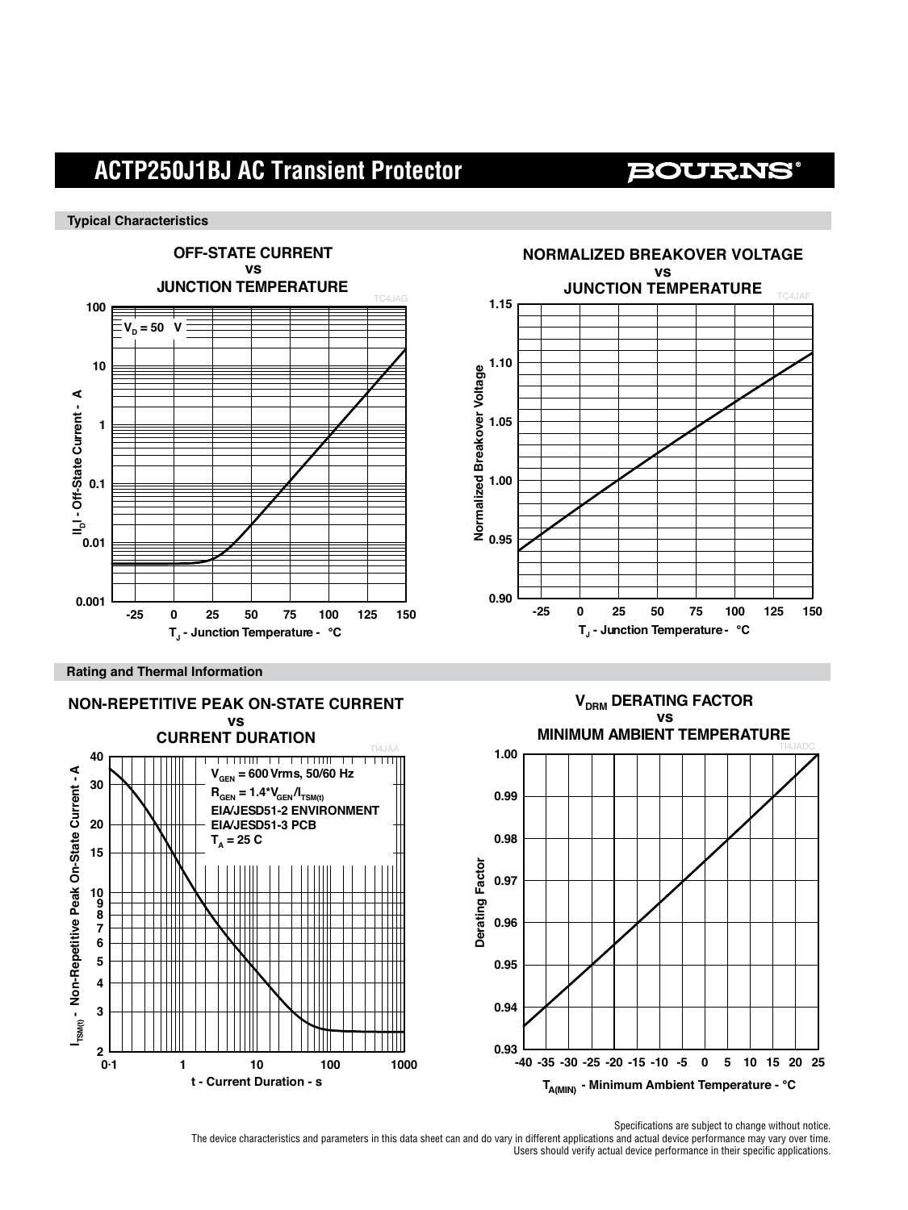## Typical Characteristics

**OFF-STATE CURRENT vs JUNCTION TEMPERATURE**

TC4JAG

$V_D$ = 50 V

$|I_D|$ - Off-State Current - A

$T_J$ - Junction Temperature - °C

**NORMALIZED BREAKOVER VOLTAGE vs JUNCTION TEMPERATURE**

TC4JAF

Normalized Breakover Voltage

$T_J$ - Junction Temperature - °C

## Rating and Thermal Information

**NON-REPETITIVE PEAK ON-STATE CURRENT vs CURRENT DURATION**

TI4JAA

$V_{GEN}$ = 600 Vrms, 50/60 Hz
$R_{GEN} = 1.4 \cdot V_{GEN}/I_{TSM(t)}$
EIA/JESD51-2 ENVIRONMENT
EIA/JESD51-3 PCB
$T_A$ = 25 C

$I_{TSM(t)}$ - Non-Repetitive Peak On-State Current - A

t - Current Duration - s

**$V_{DRM}$ DERATING FACTOR vs MINIMUM AMBIENT TEMPERATURE**

TI4JADC

Derating Factor

$T_{A(MIN)}$ - Minimum Ambient Temperature - °C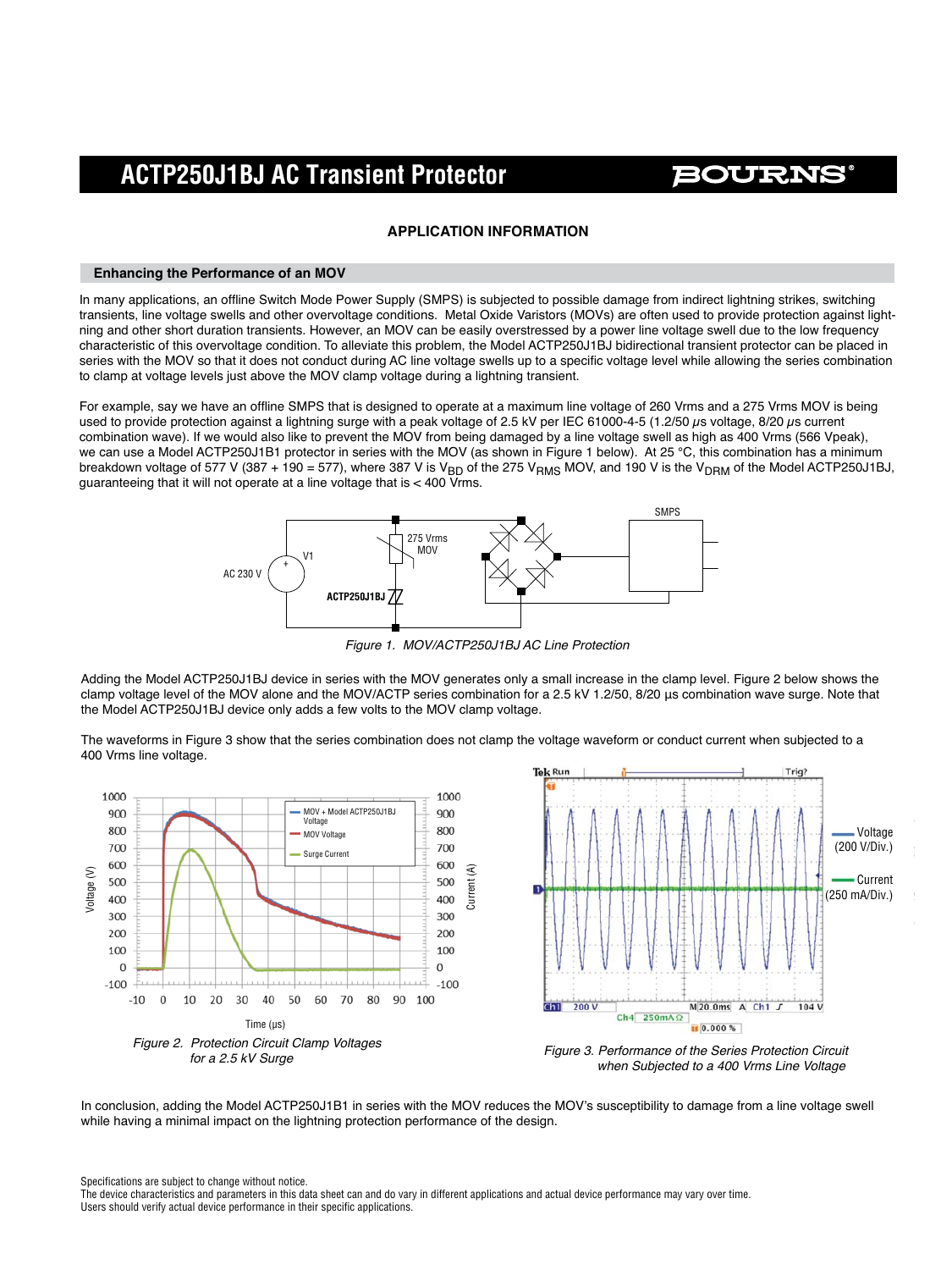## APPLICATION INFORMATION

### Enhancing the Performance of an MOV

In many applications, an offline Switch Mode Power Supply (SMPS) is subjected to possible damage from indirect lightning strikes, switching transients, line voltage swells and other overvoltage conditions. Metal Oxide Varistors (MOVs) are often used to provide protection against lightning and other short duration transients. However, an MOV can be easily overstressed by a power line voltage swell due to the low frequency characteristic of this overvoltage condition. To alleviate this problem, the Model ACTP250J1BJ bidirectional transient protector can be placed in series with the MOV so that it does not conduct during AC line voltage swells up to a specific voltage level while allowing the series combination to clamp at voltage levels just above the MOV clamp voltage during a lightning transient.

For example, say we have an offline SMPS that is designed to operate at a maximum line voltage of 260 Vrms and a 275 Vrms MOV is being used to provide protection against a lightning surge with a peak voltage of 2.5 kV per IEC 61000-4-5 (1.2/50 μs voltage, 8/20 μs current combination wave). If we would also like to prevent the MOV from being damaged by a line voltage swell as high as 400 Vrms (566 Vpeak), we can use a Model ACTP250J1B1 protector in series with the MOV (as shown in Figure 1 below). At 25 °C, this combination has a minimum breakdown voltage of 577 V (387 + 190 = 577), where 387 V is $V_{BD}$ of the 275 $V_{RMS}$ MOV, and 190 V is the $V_{DRM}$ of the Model ACTP250J1BJ, guaranteeing that it will not operate at a line voltage that is < 400 Vrms.

*Figure 1. MOV/ACTP250J1BJ AC Line Protection*

Adding the Model ACTP250J1BJ device in series with the MOV generates only a small increase in the clamp level. Figure 2 below shows the clamp voltage level of the MOV alone and the MOV/ACTP series combination for a 2.5 kV 1.2/50, 8/20 μs combination wave surge. Note that the Model ACTP250J1BJ device only adds a few volts to the MOV clamp voltage.

The waveforms in Figure 3 show that the series combination does not clamp the voltage waveform or conduct current when subjected to a 400 Vrms line voltage.

*Figure 2. Protection Circuit Clamp Voltages for a 2.5 kV Surge*

*Figure 3. Performance of the Series Protection Circuit when Subjected to a 400 Vrms Line Voltage*

In conclusion, adding the Model ACTP250J1B1 in series with the MOV reduces the MOV's susceptibility to damage from a line voltage swell while having a minimal impact on the lightning protection performance of the design.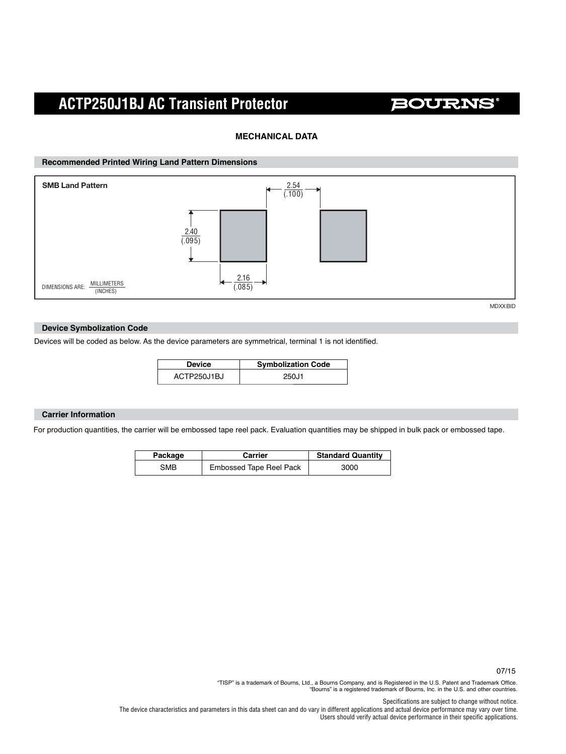## MECHANICAL DATA

### Recommended Printed Wiring Land Pattern Dimensions

SMB Land Pattern

2.54
(.100)

2.40
(.095)

2.16
(.085)

DIMENSIONS ARE: MILLIMETERS
(INCHES)

MDXXBID

### Device Symbolization Code

Devices will be coded as below. As the device parameters are symmetrical, terminal 1 is not identified.

| Device | Symbolization Code |
|---|---|
| ACTP250J1BJ | 250J1 |

### Carrier Information

For production quantities, the carrier will be embossed tape reel pack. Evaluation quantities may be shipped in bulk pack or embossed tape.

| Package | Carrier | Standard Quantity |
|---|---|---|
| SMB | Embossed Tape Reel Pack | 3000 |

07/15

"TISP" is a trademark of Bourns, Ltd., a Bourns Company, and is Registered in the U.S. Patent and Trademark Office.
"Bourns" is a registered trademark of Bourns, Inc. in the U.S. and other countries.

Specifications are subject to change without notice.
The device characteristics and parameters in this data sheet can and do vary in different applications and actual device performance may vary over time.
Users should verify actual device performance in their specific applications.